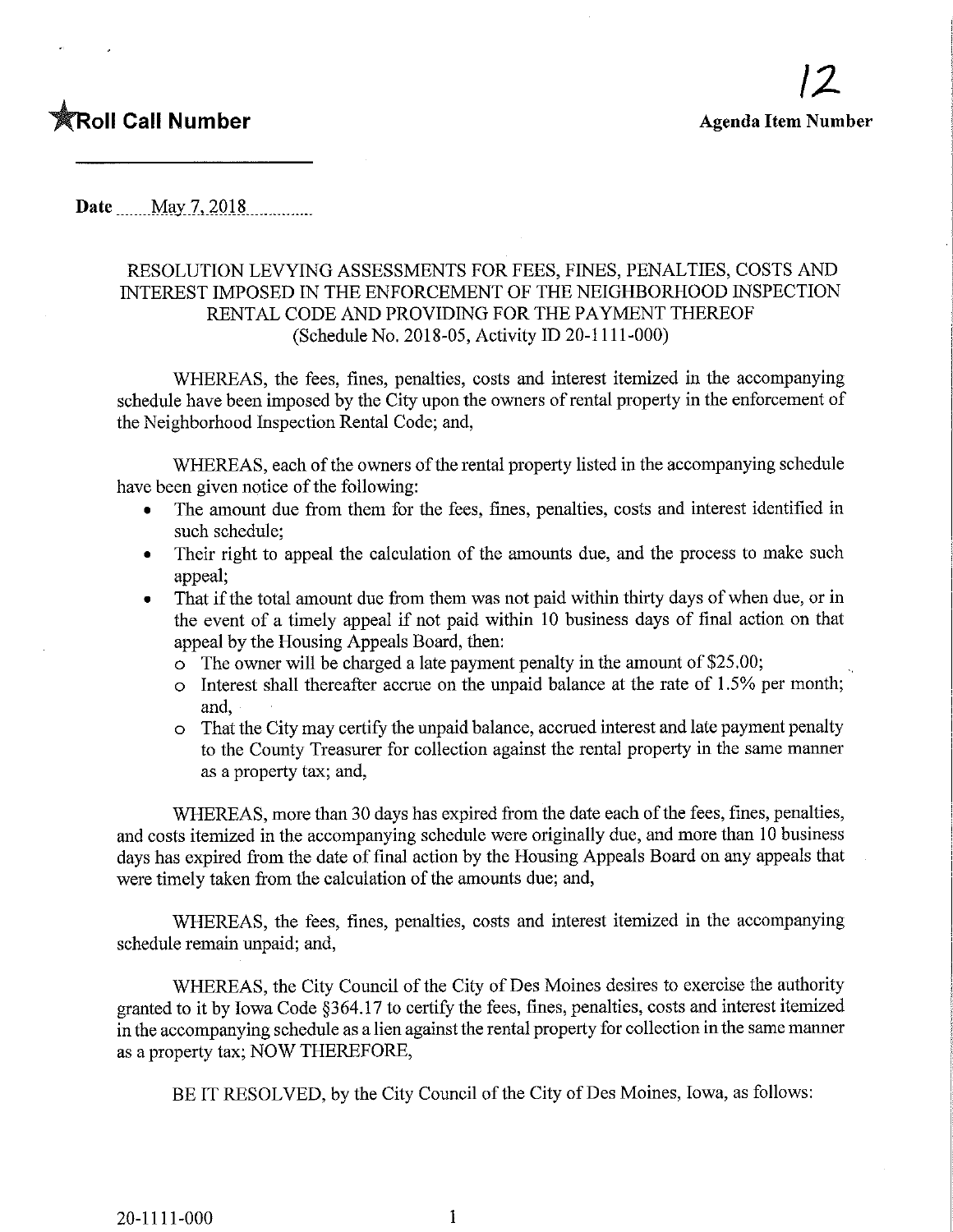**Roll Call Number**

**12**

**Agenda Item Number**

**Date** May 7, 2018

RESOLUTION LEVYING ASSESSMENTS FOR FEES, FINES, PENALTIES, COSTS AND INTEREST IMPOSED IN THE ENFORCEMENT OF THE NEIGHBORHOOD INSPECTION RENTAL CODE AND PROVIDING FOR THE PAYMENT THEREOF
(Schedule No. 2018-05, Activity ID 20-1111-000)

WHEREAS, the fees, fines, penalties, costs and interest itemized in the accompanying schedule have been imposed by the City upon the owners of rental property in the enforcement of the Neighborhood Inspection Rental Code; and,

WHEREAS, each of the owners of the rental property listed in the accompanying schedule have been given notice of the following:

- The amount due from them for the fees, fines, penalties, costs and interest identified in such schedule;
- Their right to appeal the calculation of the amounts due, and the process to make such appeal;
- That if the total amount due from them was not paid within thirty days of when due, or in the event of a timely appeal if not paid within 10 business days of final action on that appeal by the Housing Appeals Board, then:
  - The owner will be charged a late payment penalty in the amount of $25.00;
  - Interest shall thereafter accrue on the unpaid balance at the rate of 1.5% per month; and,
  - That the City may certify the unpaid balance, accrued interest and late payment penalty to the County Treasurer for collection against the rental property in the same manner as a property tax; and,

WHEREAS, more than 30 days has expired from the date each of the fees, fines, penalties, and costs itemized in the accompanying schedule were originally due, and more than 10 business days has expired from the date of final action by the Housing Appeals Board on any appeals that were timely taken from the calculation of the amounts due; and,

WHEREAS, the fees, fines, penalties, costs and interest itemized in the accompanying schedule remain unpaid; and,

WHEREAS, the City Council of the City of Des Moines desires to exercise the authority granted to it by Iowa Code §364.17 to certify the fees, fines, penalties, costs and interest itemized in the accompanying schedule as a lien against the rental property for collection in the same manner as a property tax; NOW THEREFORE,

BE IT RESOLVED, by the City Council of the City of Des Moines, Iowa, as follows:

20-1111-000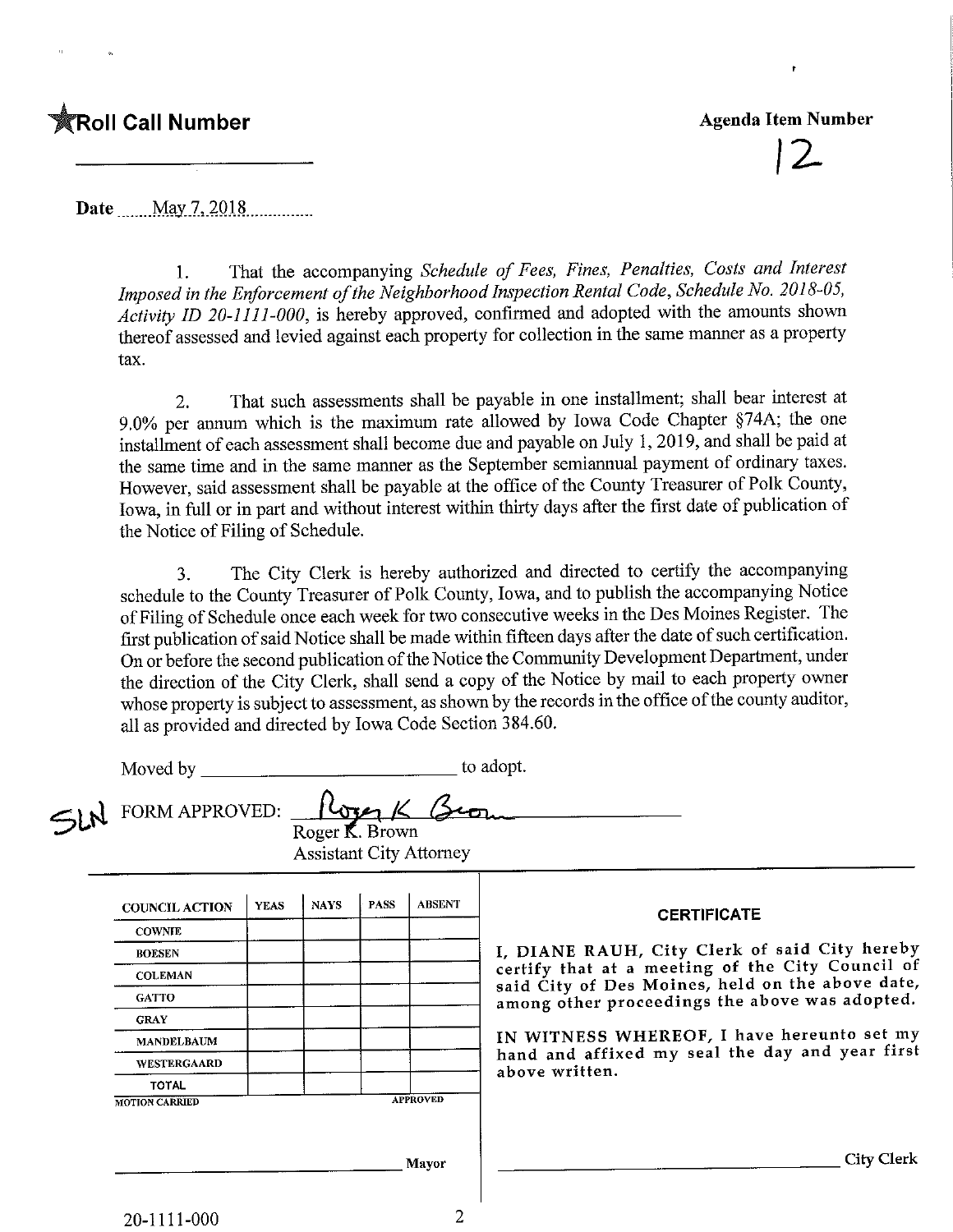★**Roll Call Number** **Agenda Item Number**

12

**Date** May 7, 2018

1. That the accompanying *Schedule of Fees, Fines, Penalties, Costs and Interest Imposed in the Enforcement of the Neighborhood Inspection Rental Code, Schedule No. 2018-05, Activity ID 20-1111-000*, is hereby approved, confirmed and adopted with the amounts shown thereof assessed and levied against each property for collection in the same manner as a property tax.

2. That such assessments shall be payable in one installment; shall bear interest at 9.0% per annum which is the maximum rate allowed by Iowa Code Chapter §74A; the one installment of each assessment shall become due and payable on July 1, 2019, and shall be paid at the same time and in the same manner as the September semiannual payment of ordinary taxes. However, said assessment shall be payable at the office of the County Treasurer of Polk County, Iowa, in full or in part and without interest within thirty days after the first date of publication of the Notice of Filing of Schedule.

3. The City Clerk is hereby authorized and directed to certify the accompanying schedule to the County Treasurer of Polk County, Iowa, and to publish the accompanying Notice of Filing of Schedule once each week for two consecutive weeks in the Des Moines Register. The first publication of said Notice shall be made within fifteen days after the date of such certification. On or before the second publication of the Notice the Community Development Department, under the direction of the City Clerk, shall send a copy of the Notice by mail to each property owner whose property is subject to assessment, as shown by the records in the office of the county auditor, all as provided and directed by Iowa Code Section 384.60.

Moved by ____________________ to adopt.

SLN FORM APPROVED: Roger K. Brown
Roger K. Brown
Assistant City Attorney

| COUNCIL ACTION | YEAS | NAYS | PASS | ABSENT |
|---|---|---|---|---|
| COWNIE | | | | |
| BOESEN | | | | |
| COLEMAN | | | | |
| GATTO | | | | |
| GRAY | | | | |
| MANDELBAUM | | | | |
| WESTERGAARD | | | | |
| TOTAL | | | | |

MOTION CARRIED APPROVED

____________________ Mayor

**CERTIFICATE**

I, DIANE RAUH, City Clerk of said City hereby certify that at a meeting of the City Council of said City of Des Moines, held on the above date, among other proceedings the above was adopted.

IN WITNESS WHEREOF, I have hereunto set my hand and affixed my seal the day and year first above written.

____________________ City Clerk

20-1111-000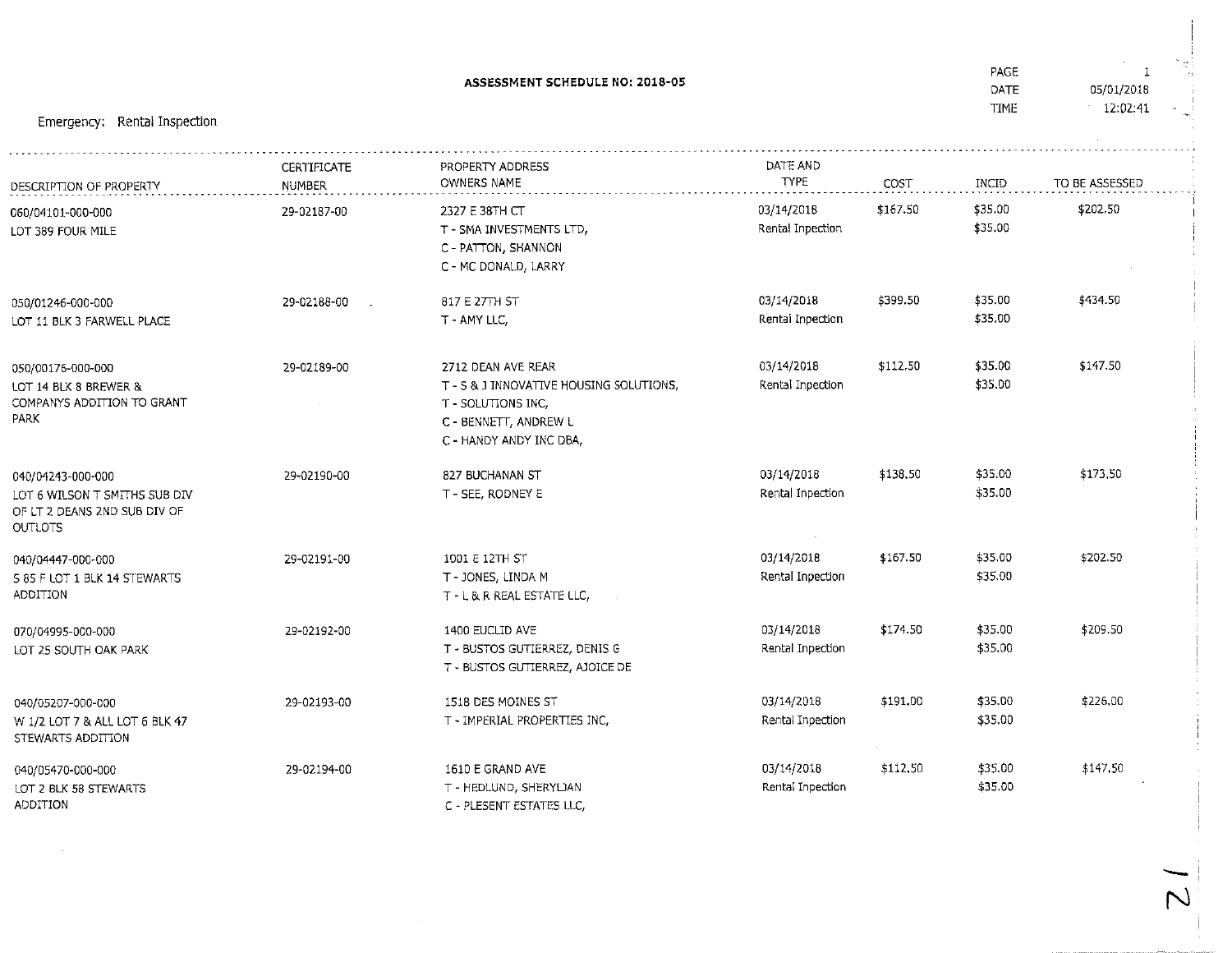# ASSESSMENT SCHEDULE NO: 2018-05

PAGE 1
DATE 05/01/2018
TIME 12:02:41

Emergency: Rental Inspection

| DESCRIPTION OF PROPERTY | CERTIFICATE NUMBER | PROPERTY ADDRESS OWNERS NAME | DATE AND TYPE | COST | INCID | TO BE ASSESSED |
|---|---|---|---|---|---|---|
| 060/04101-000-000<br>LOT 389 FOUR MILE | 29-02187-00 | 2327 E 38TH CT<br>T - SMA INVESTMENTS LTD,<br>C - PATTON, SHANNON<br>C - MC DONALD, LARRY | 03/14/2018<br>Rental Inpection | $167.50 | $35.00<br>$35.00 | $202.50 |
| 050/01246-000-000<br>LOT 11 BLK 3 FARWELL PLACE | 29-02188-00 | 817 E 27TH ST<br>T - AMY LLC, | 03/14/2018<br>Rental Inpection | $399.50 | $35.00<br>$35.00 | $434.50 |
| 050/00176-000-000<br>LOT 14 BLK 8 BREWER & COMPANYS ADDITION TO GRANT PARK | 29-02189-00 | 2712 DEAN AVE REAR<br>T - S & J INNOVATIVE HOUSING SOLUTIONS,<br>T - SOLUTIONS INC,<br>C - BENNETT, ANDREW L<br>C - HANDY ANDY INC DBA, | 03/14/2018<br>Rental Inpection | $112.50 | $35.00<br>$35.00 | $147.50 |
| 040/04243-000-000<br>LOT 6 WILSON T SMITHS SUB DIV OF LT 2 DEANS 2ND SUB DIV OF OUTLOTS | 29-02190-00 | 827 BUCHANAN ST<br>T - SEE, RODNEY E | 03/14/2018<br>Rental Inpection | $138.50 | $35.00<br>$35.00 | $173.50 |
| 040/04447-000-000<br>S 85 F LOT 1 BLK 14 STEWARTS ADDITION | 29-02191-00 | 1001 E 12TH ST<br>T - JONES, LINDA M<br>T - L & R REAL ESTATE LLC, | 03/14/2018<br>Rental Inpection | $167.50 | $35.00<br>$35.00 | $202.50 |
| 070/04995-000-000<br>LOT 25 SOUTH OAK PARK | 29-02192-00 | 1400 EUCLID AVE<br>T - BUSTOS GUTIERREZ, DENIS G<br>T - BUSTOS GUTIERREZ, AJOICE DE | 03/14/2018<br>Rental Inpection | $174.50 | $35.00<br>$35.00 | $209.50 |
| 040/05207-000-000<br>W 1/2 LOT 7 & ALL LOT 6 BLK 47 STEWARTS ADDITION | 29-02193-00 | 1518 DES MOINES ST<br>T - IMPERIAL PROPERTIES INC, | 03/14/2018<br>Rental Inpection | $191.00 | $35.00<br>$35.00 | $226.00 |
| 040/05470-000-000<br>LOT 2 BLK 58 STEWARTS ADDITION | 29-02194-00 | 1610 E GRAND AVE<br>T - HEDLUND, SHERYLJAN<br>C - PLESENT ESTATES LLC, | 03/14/2018<br>Rental Inpection | $112.50 | $35.00<br>$35.00 | $147.50 |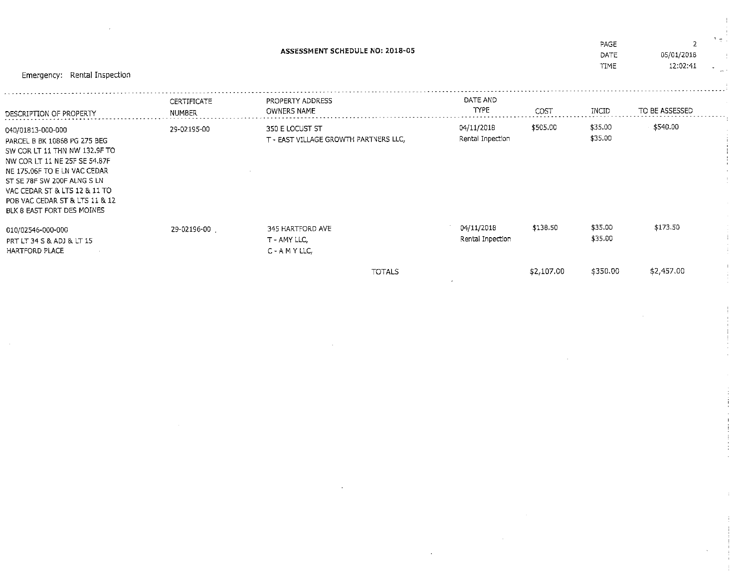# ASSESSMENT SCHEDULE NO: 2018-05

PAGE 2
DATE 05/01/2018
TIME 12:02:41

Emergency: Rental Inspection

| DESCRIPTION OF PROPERTY | CERTIFICATE NUMBER | PROPERTY ADDRESS OWNERS NAME | DATE AND TYPE | COST | INCID | TO BE ASSESSED |
|---|---|---|---|---|---|---|
| 040/01813-000-000 PARCEL B BK 10868 PG 275 BEG SW COR LT 11 THN NW 132.9F TO NW COR LT 11 NE 25F SE 54.87F NE 175.06F TO E LN VAC CEDAR ST SE 78F SW 200F ALNG S LN VAC CEDAR ST & LTS 12 & 11 TO POB VAC CEDAR ST & LTS 11 & 12 BLK 8 EAST FORT DES MOINES | 29-02195-00 | 350 E LOCUST ST<br>T - EAST VILLAGE GROWTH PARTNERS LLC, | 04/11/2018<br>Rental Inpection | $505.00 | $35.00<br>$35.00 | $540.00 |
| 010/02546-000-000 PRT LT 34 S & ADJ & LT 15 HARTFORD PLACE | 29-02196-00 | 345 HARTFORD AVE<br>T - AMY LLC,<br>C - A M Y LLC, | 04/11/2018<br>Rental Inpection | $138.50 | $35.00<br>$35.00 | $173.50 |
| | | TOTALS | | $2,107.00 | $350.00 | $2,457.00 |